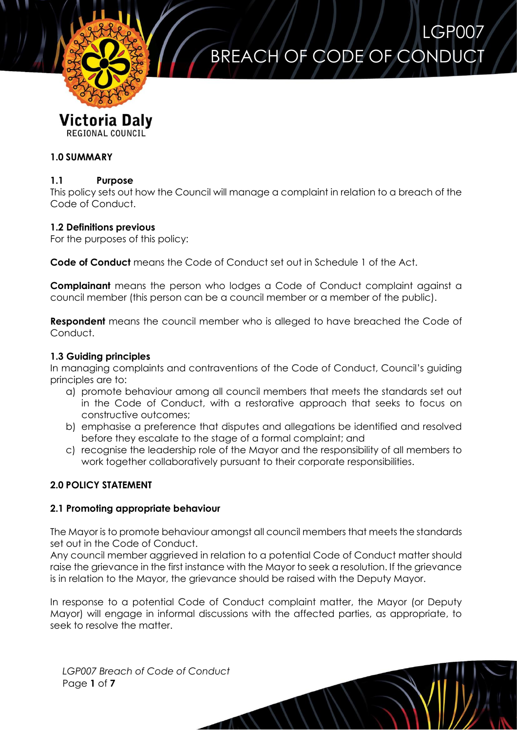# LGP007 BREACH OF CODE OF CONDUCT

Victoria Daly
REGIONAL COUNCIL

## 1.0 SUMMARY

### 1.1 Purpose

This policy sets out how the Council will manage a complaint in relation to a breach of the Code of Conduct.

### 1.2 Definitions previous

For the purposes of this policy:

**Code of Conduct** means the Code of Conduct set out in Schedule 1 of the Act.

**Complainant** means the person who lodges a Code of Conduct complaint against a council member (this person can be a council member or a member of the public).

**Respondent** means the council member who is alleged to have breached the Code of Conduct.

### 1.3 Guiding principles

In managing complaints and contraventions of the Code of Conduct, Council's guiding principles are to:

a) promote behaviour among all council members that meets the standards set out in the Code of Conduct, with a restorative approach that seeks to focus on constructive outcomes;
b) emphasise a preference that disputes and allegations be identified and resolved before they escalate to the stage of a formal complaint; and
c) recognise the leadership role of the Mayor and the responsibility of all members to work together collaboratively pursuant to their corporate responsibilities.

## 2.0 POLICY STATEMENT

### 2.1 Promoting appropriate behaviour

The Mayor is to promote behaviour amongst all council members that meets the standards set out in the Code of Conduct.
Any council member aggrieved in relation to a potential Code of Conduct matter should raise the grievance in the first instance with the Mayor to seek a resolution. If the grievance is in relation to the Mayor, the grievance should be raised with the Deputy Mayor.

In response to a potential Code of Conduct complaint matter, the Mayor (or Deputy Mayor) will engage in informal discussions with the affected parties, as appropriate, to seek to resolve the matter.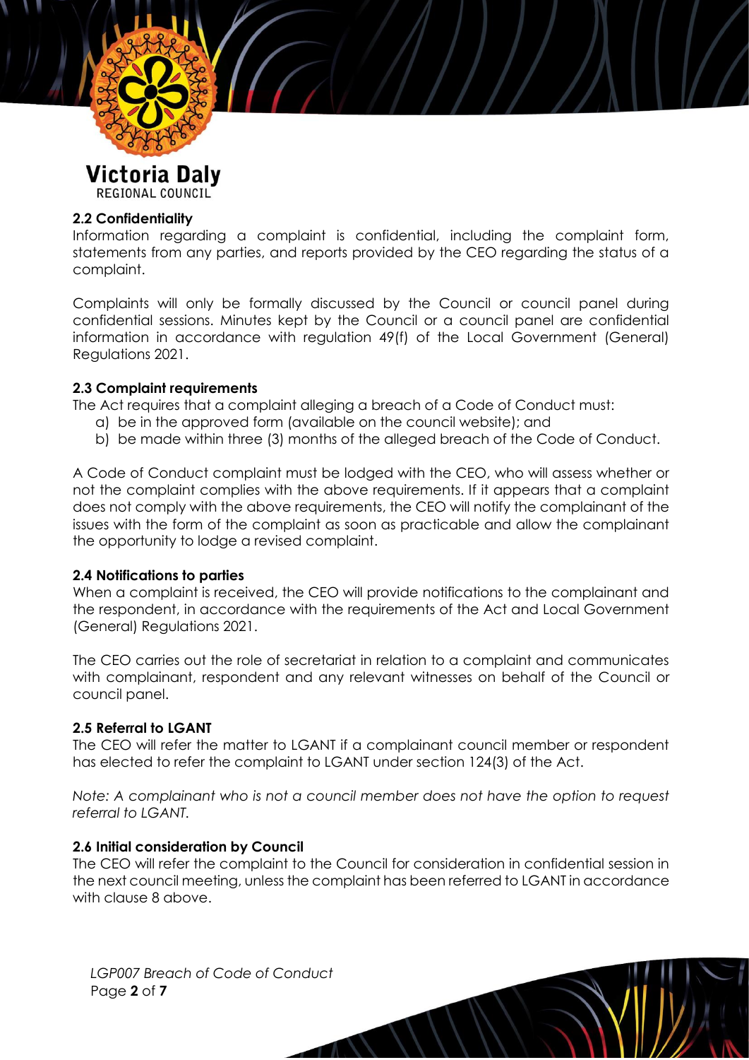### 2.2 Confidentiality

Information regarding a complaint is confidential, including the complaint form, statements from any parties, and reports provided by the CEO regarding the status of a complaint.

Complaints will only be formally discussed by the Council or council panel during confidential sessions. Minutes kept by the Council or a council panel are confidential information in accordance with regulation 49(f) of the Local Government (General) Regulations 2021.

### 2.3 Complaint requirements

The Act requires that a complaint alleging a breach of a Code of Conduct must:

a) be in the approved form (available on the council website); and
b) be made within three (3) months of the alleged breach of the Code of Conduct.

A Code of Conduct complaint must be lodged with the CEO, who will assess whether or not the complaint complies with the above requirements. If it appears that a complaint does not comply with the above requirements, the CEO will notify the complainant of the issues with the form of the complaint as soon as practicable and allow the complainant the opportunity to lodge a revised complaint.

### 2.4 Notifications to parties

When a complaint is received, the CEO will provide notifications to the complainant and the respondent, in accordance with the requirements of the Act and Local Government (General) Regulations 2021.

The CEO carries out the role of secretariat in relation to a complaint and communicates with complainant, respondent and any relevant witnesses on behalf of the Council or council panel.

### 2.5 Referral to LGANT

The CEO will refer the matter to LGANT if a complainant council member or respondent has elected to refer the complaint to LGANT under section 124(3) of the Act.

*Note: A complainant who is not a council member does not have the option to request referral to LGANT.*

### 2.6 Initial consideration by Council

The CEO will refer the complaint to the Council for consideration in confidential session in the next council meeting, unless the complaint has been referred to LGANT in accordance with clause 8 above.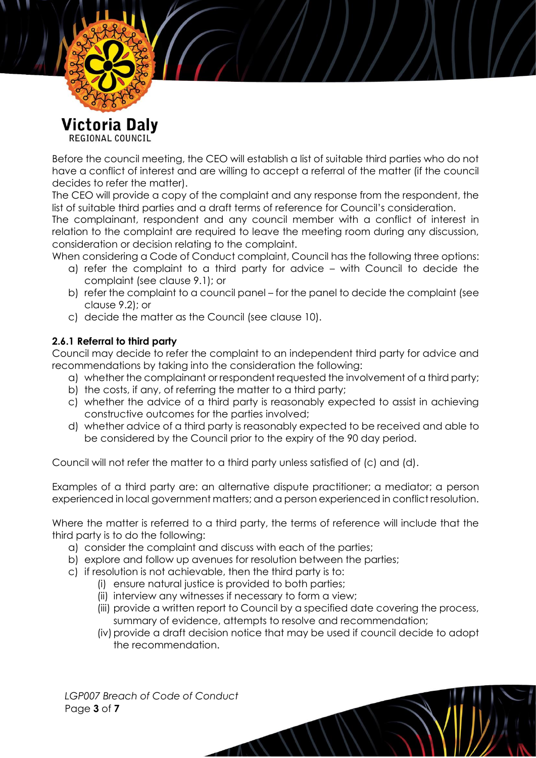Before the council meeting, the CEO will establish a list of suitable third parties who do not have a conflict of interest and are willing to accept a referral of the matter (if the council decides to refer the matter).

The CEO will provide a copy of the complaint and any response from the respondent, the list of suitable third parties and a draft terms of reference for Council's consideration.

The complainant, respondent and any council member with a conflict of interest in relation to the complaint are required to leave the meeting room during any discussion, consideration or decision relating to the complaint.

When considering a Code of Conduct complaint, Council has the following three options:

a) refer the complaint to a third party for advice – with Council to decide the complaint (see clause 9.1); or
b) refer the complaint to a council panel – for the panel to decide the complaint (see clause 9.2); or
c) decide the matter as the Council (see clause 10).

### 2.6.1 Referral to third party

Council may decide to refer the complaint to an independent third party for advice and recommendations by taking into the consideration the following:

a) whether the complainant or respondent requested the involvement of a third party;
b) the costs, if any, of referring the matter to a third party;
c) whether the advice of a third party is reasonably expected to assist in achieving constructive outcomes for the parties involved;
d) whether advice of a third party is reasonably expected to be received and able to be considered by the Council prior to the expiry of the 90 day period.

Council will not refer the matter to a third party unless satisfied of (c) and (d).

Examples of a third party are: an alternative dispute practitioner; a mediator; a person experienced in local government matters; and a person experienced in conflict resolution.

Where the matter is referred to a third party, the terms of reference will include that the third party is to do the following:

a) consider the complaint and discuss with each of the parties;
b) explore and follow up avenues for resolution between the parties;
c) if resolution is not achievable, then the third party is to:
    (i) ensure natural justice is provided to both parties;
    (ii) interview any witnesses if necessary to form a view;
    (iii) provide a written report to Council by a specified date covering the process, summary of evidence, attempts to resolve and recommendation;
    (iv) provide a draft decision notice that may be used if council decide to adopt the recommendation.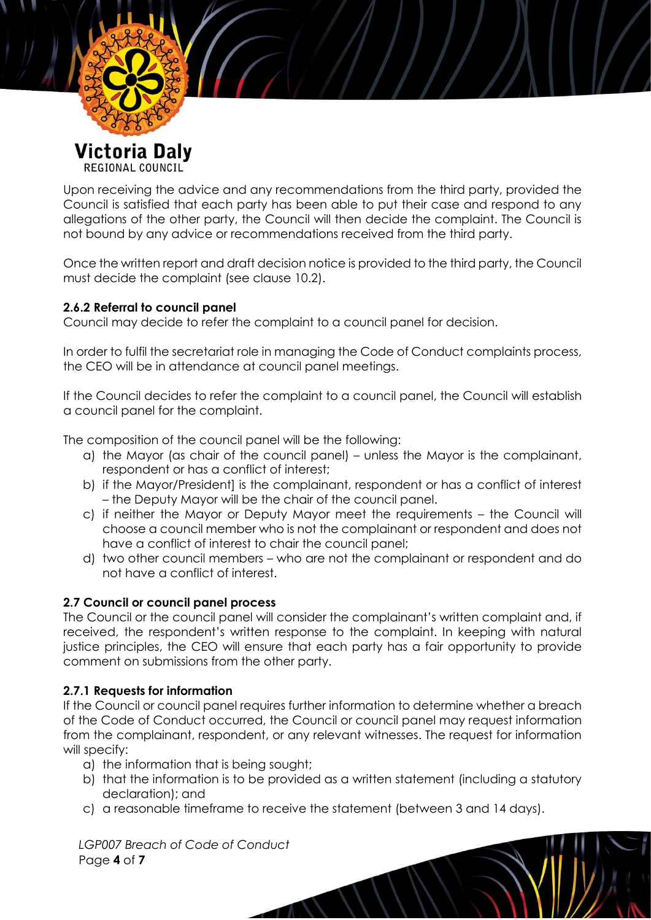Upon receiving the advice and any recommendations from the third party, provided the Council is satisfied that each party has been able to put their case and respond to any allegations of the other party, the Council will then decide the complaint. The Council is not bound by any advice or recommendations received from the third party.

Once the written report and draft decision notice is provided to the third party, the Council must decide the complaint (see clause 10.2).

**2.6.2 Referral to council panel**

Council may decide to refer the complaint to a council panel for decision.

In order to fulfil the secretariat role in managing the Code of Conduct complaints process, the CEO will be in attendance at council panel meetings.

If the Council decides to refer the complaint to a council panel, the Council will establish a council panel for the complaint.

The composition of the council panel will be the following:

a) the Mayor (as chair of the council panel) – unless the Mayor is the complainant, respondent or has a conflict of interest;
b) if the Mayor/President] is the complainant, respondent or has a conflict of interest – the Deputy Mayor will be the chair of the council panel.
c) if neither the Mayor or Deputy Mayor meet the requirements – the Council will choose a council member who is not the complainant or respondent and does not have a conflict of interest to chair the council panel;
d) two other council members – who are not the complainant or respondent and do not have a conflict of interest.

**2.7 Council or council panel process**

The Council or the council panel will consider the complainant's written complaint and, if received, the respondent's written response to the complaint. In keeping with natural justice principles, the CEO will ensure that each party has a fair opportunity to provide comment on submissions from the other party.

**2.7.1 Requests for information**

If the Council or council panel requires further information to determine whether a breach of the Code of Conduct occurred, the Council or council panel may request information from the complainant, respondent, or any relevant witnesses. The request for information will specify:

a) the information that is being sought;
b) that the information is to be provided as a written statement (including a statutory declaration); and
c) a reasonable timeframe to receive the statement (between 3 and 14 days).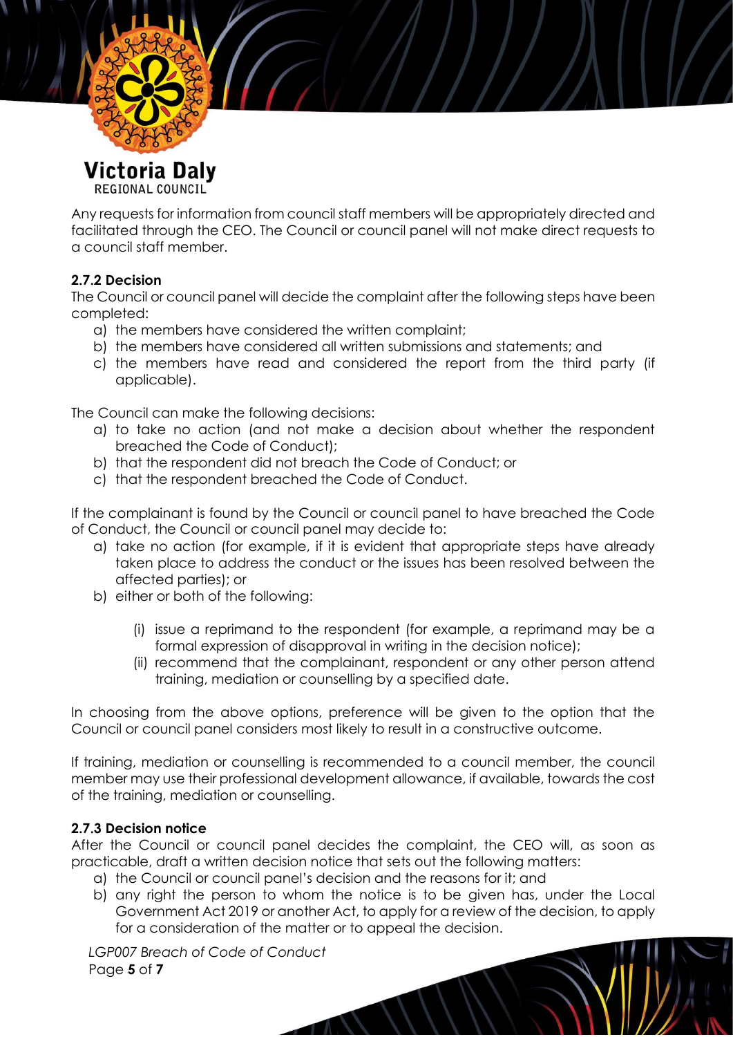Any requests for information from council staff members will be appropriately directed and facilitated through the CEO. The Council or council panel will not make direct requests to a council staff member.

**2.7.2 Decision**

The Council or council panel will decide the complaint after the following steps have been completed:

a) the members have considered the written complaint;
b) the members have considered all written submissions and statements; and
c) the members have read and considered the report from the third party (if applicable).

The Council can make the following decisions:

a) to take no action (and not make a decision about whether the respondent breached the Code of Conduct);
b) that the respondent did not breach the Code of Conduct; or
c) that the respondent breached the Code of Conduct.

If the complainant is found by the Council or council panel to have breached the Code of Conduct, the Council or council panel may decide to:

a) take no action (for example, if it is evident that appropriate steps have already taken place to address the conduct or the issues has been resolved between the affected parties); or
b) either or both of the following:

   (i) issue a reprimand to the respondent (for example, a reprimand may be a formal expression of disapproval in writing in the decision notice);
   (ii) recommend that the complainant, respondent or any other person attend training, mediation or counselling by a specified date.

In choosing from the above options, preference will be given to the option that the Council or council panel considers most likely to result in a constructive outcome.

If training, mediation or counselling is recommended to a council member, the council member may use their professional development allowance, if available, towards the cost of the training, mediation or counselling.

**2.7.3 Decision notice**

After the Council or council panel decides the complaint, the CEO will, as soon as practicable, draft a written decision notice that sets out the following matters:

a) the Council or council panel's decision and the reasons for it; and
b) any right the person to whom the notice is to be given has, under the Local Government Act 2019 or another Act, to apply for a review of the decision, to apply for a consideration of the matter or to appeal the decision.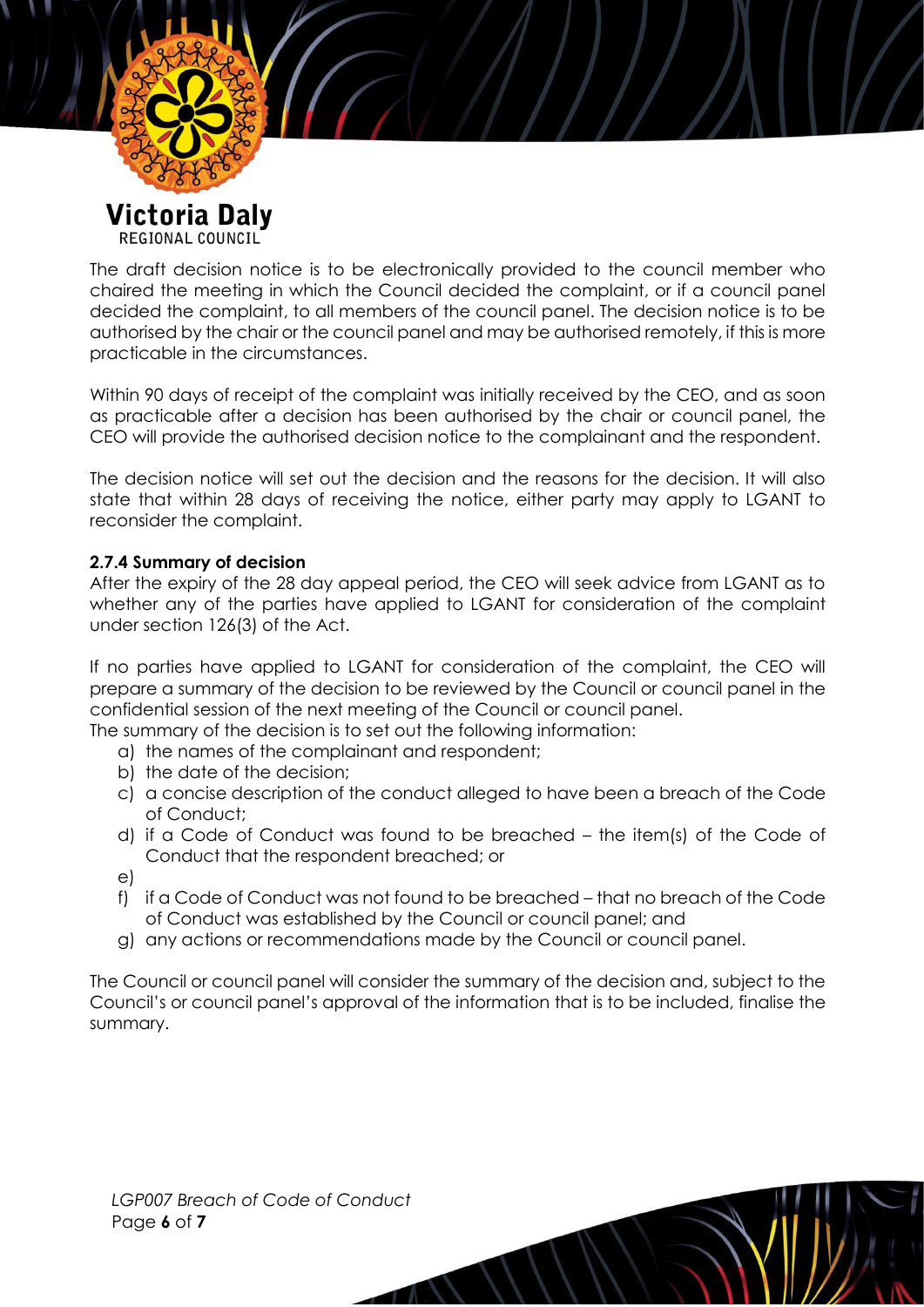The draft decision notice is to be electronically provided to the council member who chaired the meeting in which the Council decided the complaint, or if a council panel decided the complaint, to all members of the council panel. The decision notice is to be authorised by the chair or the council panel and may be authorised remotely, if this is more practicable in the circumstances.

Within 90 days of receipt of the complaint was initially received by the CEO, and as soon as practicable after a decision has been authorised by the chair or council panel, the CEO will provide the authorised decision notice to the complainant and the respondent.

The decision notice will set out the decision and the reasons for the decision. It will also state that within 28 days of receiving the notice, either party may apply to LGANT to reconsider the complaint.

#### 2.7.4 Summary of decision

After the expiry of the 28 day appeal period, the CEO will seek advice from LGANT as to whether any of the parties have applied to LGANT for consideration of the complaint under section 126(3) of the Act.

If no parties have applied to LGANT for consideration of the complaint, the CEO will prepare a summary of the decision to be reviewed by the Council or council panel in the confidential session of the next meeting of the Council or council panel.
The summary of the decision is to set out the following information:

a) the names of the complainant and respondent;
b) the date of the decision;
c) a concise description of the conduct alleged to have been a breach of the Code of Conduct;
d) if a Code of Conduct was found to be breached – the item(s) of the Code of Conduct that the respondent breached; or
e) 
f) if a Code of Conduct was not found to be breached – that no breach of the Code of Conduct was established by the Council or council panel; and
g) any actions or recommendations made by the Council or council panel.

The Council or council panel will consider the summary of the decision and, subject to the Council's or council panel's approval of the information that is to be included, finalise the summary.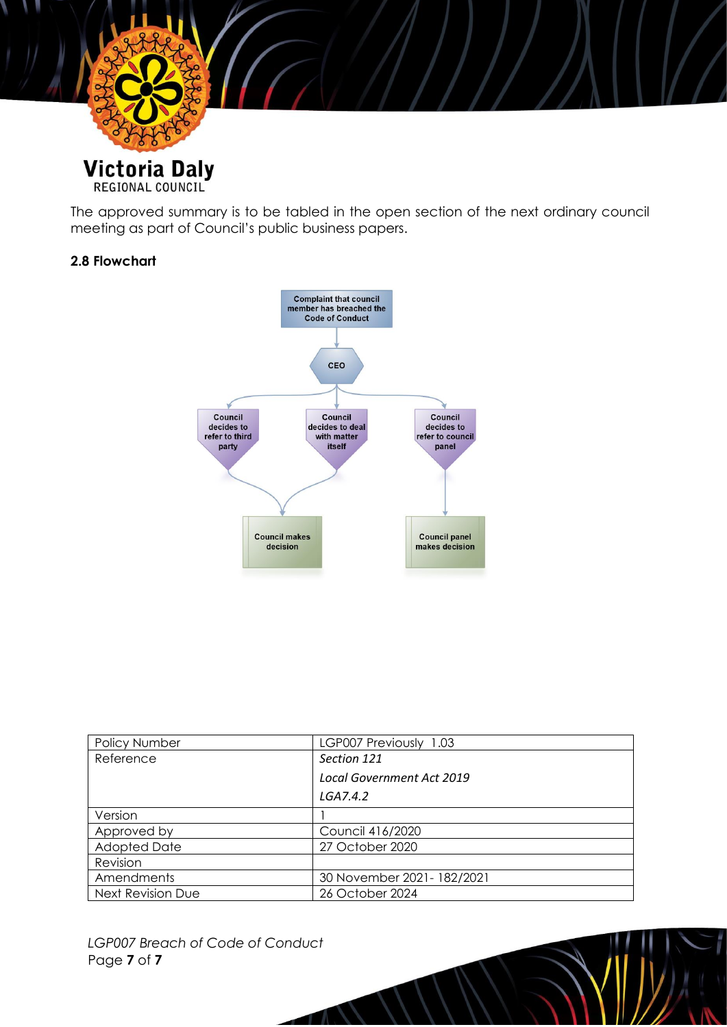The approved summary is to be tabled in the open section of the next ordinary council meeting as part of Council's public business papers.

**2.8 Flowchart**

Complaint that council member has breached the Code of Conduct

CEO

Council decides to refer to third party

Council decides to deal with matter itself

Council decides to refer to council panel

Council makes decision

Council panel makes decision

| | |
|---|---|
| Policy Number | LGP007 Previously 1.03 |
| Reference | *Section 121*<br>*Local Government Act 2019*<br>*LGA7.4.2* |
| Version | 1 |
| Approved by | Council 416/2020 |
| Adopted Date | 27 October 2020 |
| Revision | |
| Amendments | 30 November 2021- 182/2021 |
| Next Revision Due | 26 October 2024 |